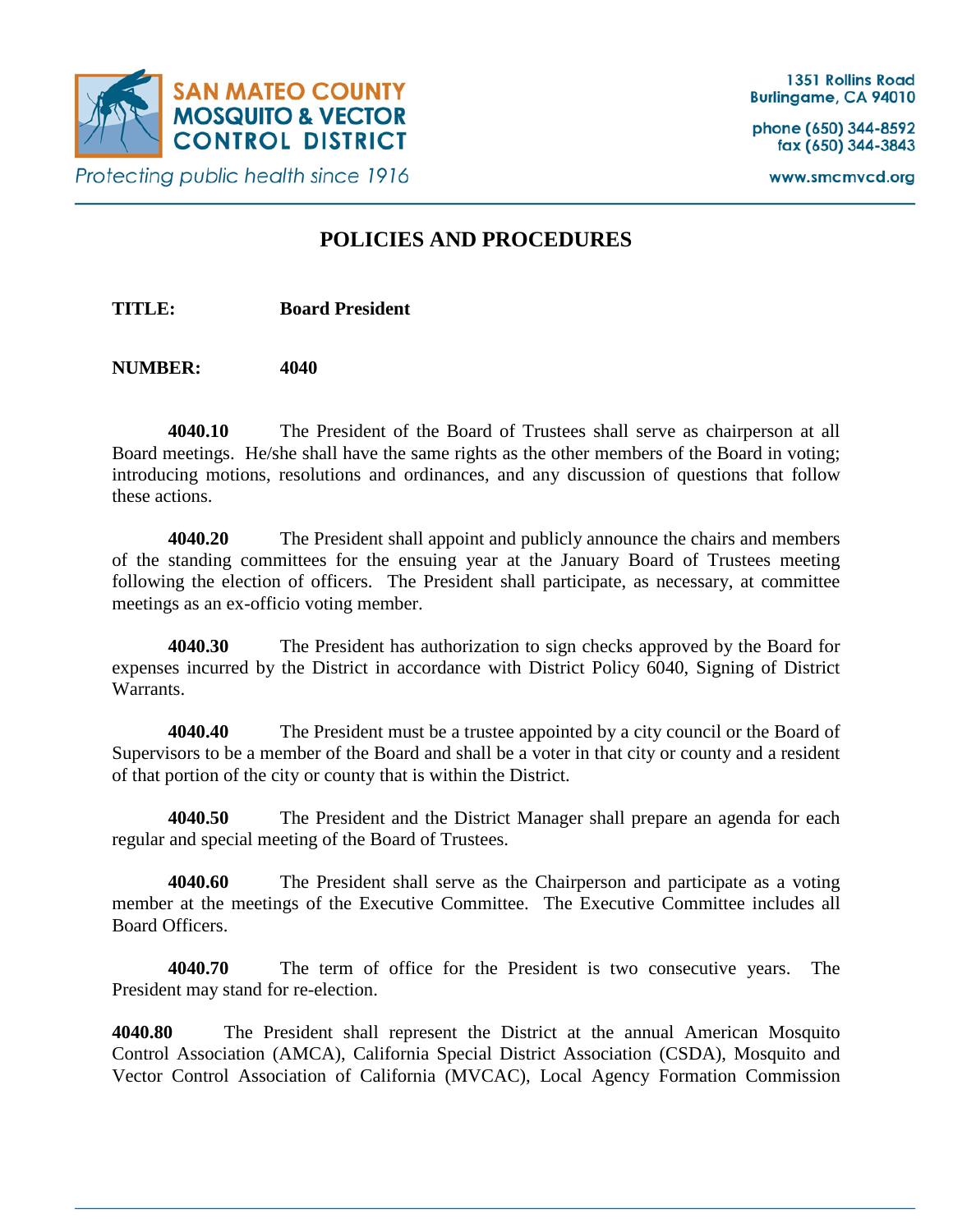SAN MATEO COUNTY MOSQUITO & VECTOR CONTROL DISTRICT

*Protecting public health since 1916*

1351 Rollins Road
Burlingame, CA 94010

phone (650) 344-8592
fax (650) 344-3843

www.smcmvcd.org

# POLICIES AND PROCEDURES

**TITLE:** **Board President**

**NUMBER:** **4040**

**4040.10** The President of the Board of Trustees shall serve as chairperson at all Board meetings. He/she shall have the same rights as the other members of the Board in voting; introducing motions, resolutions and ordinances, and any discussion of questions that follow these actions.

**4040.20** The President shall appoint and publicly announce the chairs and members of the standing committees for the ensuing year at the January Board of Trustees meeting following the election of officers. The President shall participate, as necessary, at committee meetings as an ex-officio voting member.

**4040.30** The President has authorization to sign checks approved by the Board for expenses incurred by the District in accordance with District Policy 6040, Signing of District Warrants.

**4040.40** The President must be a trustee appointed by a city council or the Board of Supervisors to be a member of the Board and shall be a voter in that city or county and a resident of that portion of the city or county that is within the District.

**4040.50** The President and the District Manager shall prepare an agenda for each regular and special meeting of the Board of Trustees.

**4040.60** The President shall serve as the Chairperson and participate as a voting member at the meetings of the Executive Committee. The Executive Committee includes all Board Officers.

**4040.70** The term of office for the President is two consecutive years. The President may stand for re-election.

**4040.80** The President shall represent the District at the annual American Mosquito Control Association (AMCA), California Special District Association (CSDA), Mosquito and Vector Control Association of California (MVCAC), Local Agency Formation Commission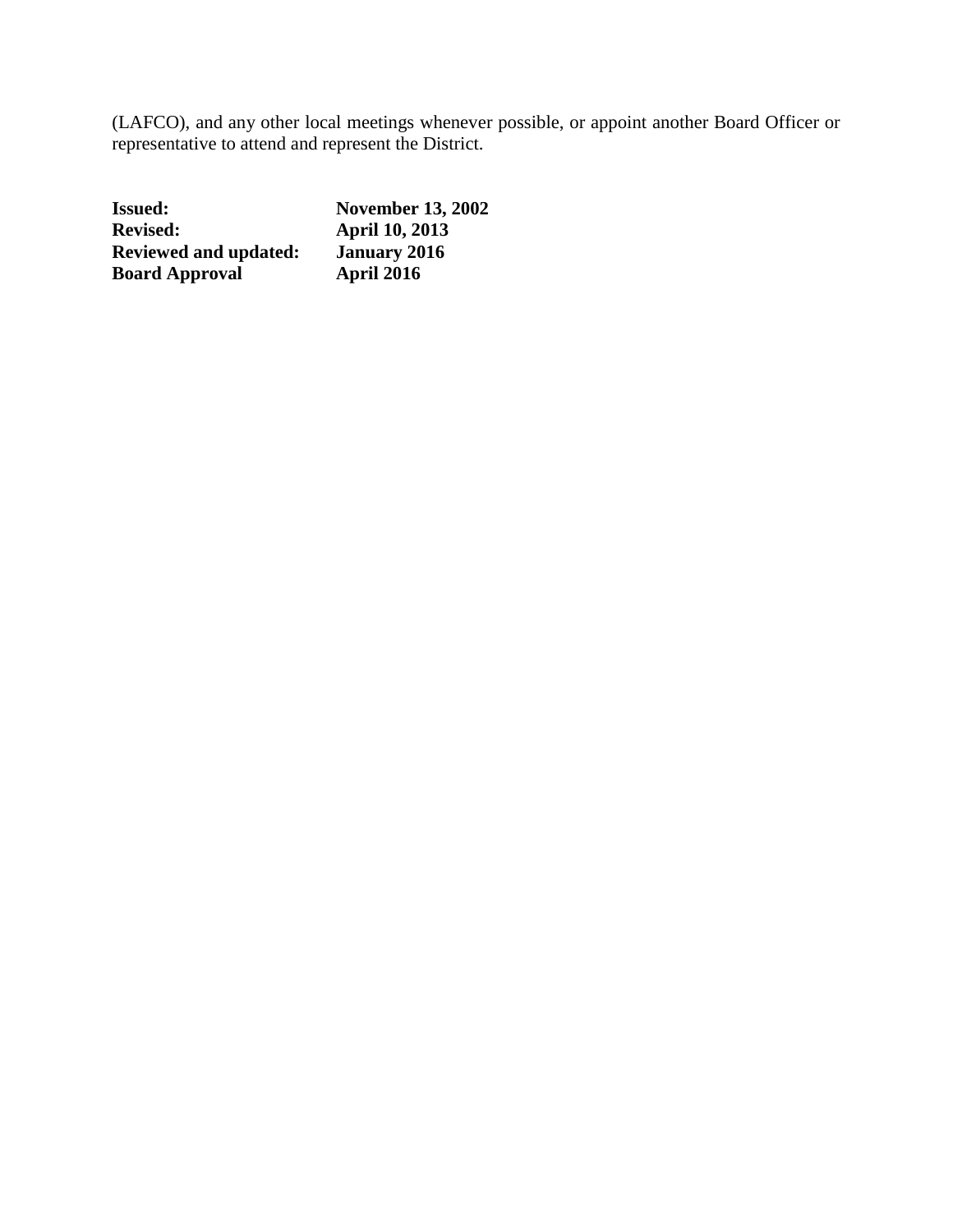(LAFCO), and any other local meetings whenever possible, or appoint another Board Officer or representative to attend and represent the District.

| | |
|---|---|
| **Issued:** | **November 13, 2002** |
| **Revised:** | **April 10, 2013** |
| **Reviewed and updated:** | **January 2016** |
| **Board Approval** | **April 2016** |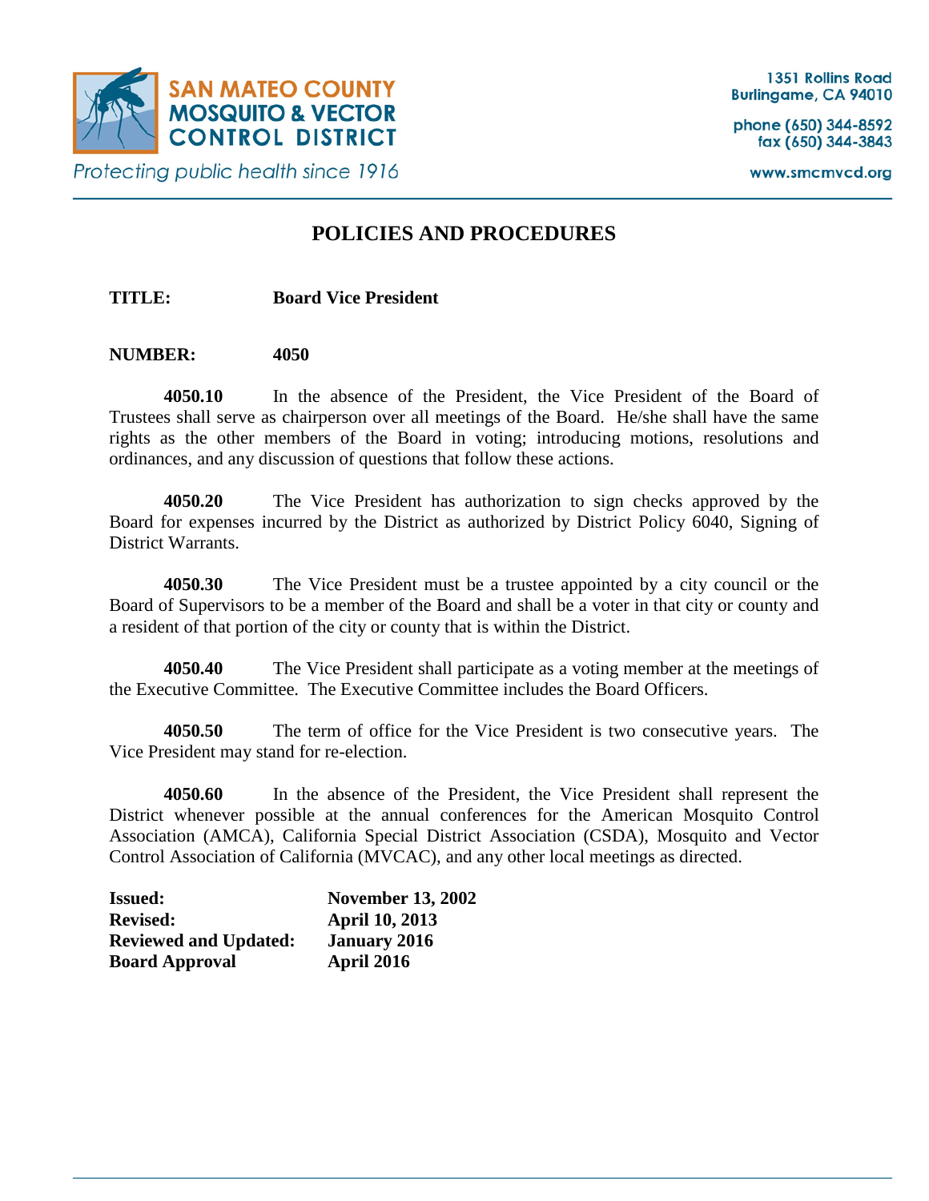SAN MATEO COUNTY MOSQUITO & VECTOR CONTROL DISTRICT

*Protecting public health since 1916*

1351 Rollins Road
Burlingame, CA 94010

phone (650) 344-8592
fax (650) 344-3843

www.smcmvcd.org

# POLICIES AND PRODECURES

**TITLE:** **Board Vice President**

**NUMBER:** **4050**

**4050.10** In the absence of the President, the Vice President of the Board of Trustees shall serve as chairperson over all meetings of the Board. He/she shall have the same rights as the other members of the Board in voting; introducing motions, resolutions and ordinances, and any discussion of questions that follow these actions.

**4050.20** The Vice President has authorization to sign checks approved by the Board for expenses incurred by the District as authorized by District Policy 6040, Signing of District Warrants.

**4050.30** The Vice President must be a trustee appointed by a city council or the Board of Supervisors to be a member of the Board and shall be a voter in that city or county and a resident of that portion of the city or county that is within the District.

**4050.40** The Vice President shall participate as a voting member at the meetings of the Executive Committee. The Executive Committee includes the Board Officers.

**4050.50** The term of office for the Vice President is two consecutive years. The Vice President may stand for re-election.

**4050.60** In the absence of the President, the Vice President shall represent the District whenever possible at the annual conferences for the American Mosquito Control Association (AMCA), California Special District Association (CSDA), Mosquito and Vector Control Association of California (MVCAC), and any other local meetings as directed.

**Issued:** **November 13, 2002**
**Revised:** **April 10, 2013**
**Reviewed and Updated:** **January 2016**
**Board Approval** **April 2016**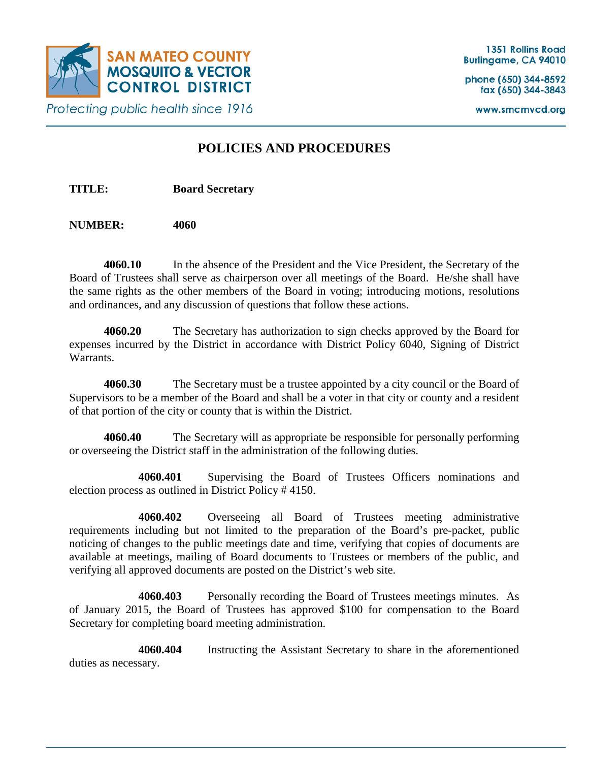# POLICIES AND PROCEDURES

**TITLE:** **Board Secretary**

**NUMBER:** **4060**

**4060.10** In the absence of the President and the Vice President, the Secretary of the Board of Trustees shall serve as chairperson over all meetings of the Board. He/she shall have the same rights as the other members of the Board in voting; introducing motions, resolutions and ordinances, and any discussion of questions that follow these actions.

**4060.20** The Secretary has authorization to sign checks approved by the Board for expenses incurred by the District in accordance with District Policy 6040, Signing of District Warrants.

**4060.30** The Secretary must be a trustee appointed by a city council or the Board of Supervisors to be a member of the Board and shall be a voter in that city or county and a resident of that portion of the city or county that is within the District.

**4060.40** The Secretary will as appropriate be responsible for personally performing or overseeing the District staff in the administration of the following duties.

**4060.401** Supervising the Board of Trustees Officers nominations and election process as outlined in District Policy # 4150.

**4060.402** Overseeing all Board of Trustees meeting administrative requirements including but not limited to the preparation of the Board's pre-packet, public noticing of changes to the public meetings date and time, verifying that copies of documents are available at meetings, mailing of Board documents to Trustees or members of the public, and verifying all approved documents are posted on the District's web site.

**4060.403** Personally recording the Board of Trustees meetings minutes. As of January 2015, the Board of Trustees has approved $100 for compensation to the Board Secretary for completing board meeting administration.

**4060.404** Instructing the Assistant Secretary to share in the aforementioned duties as necessary.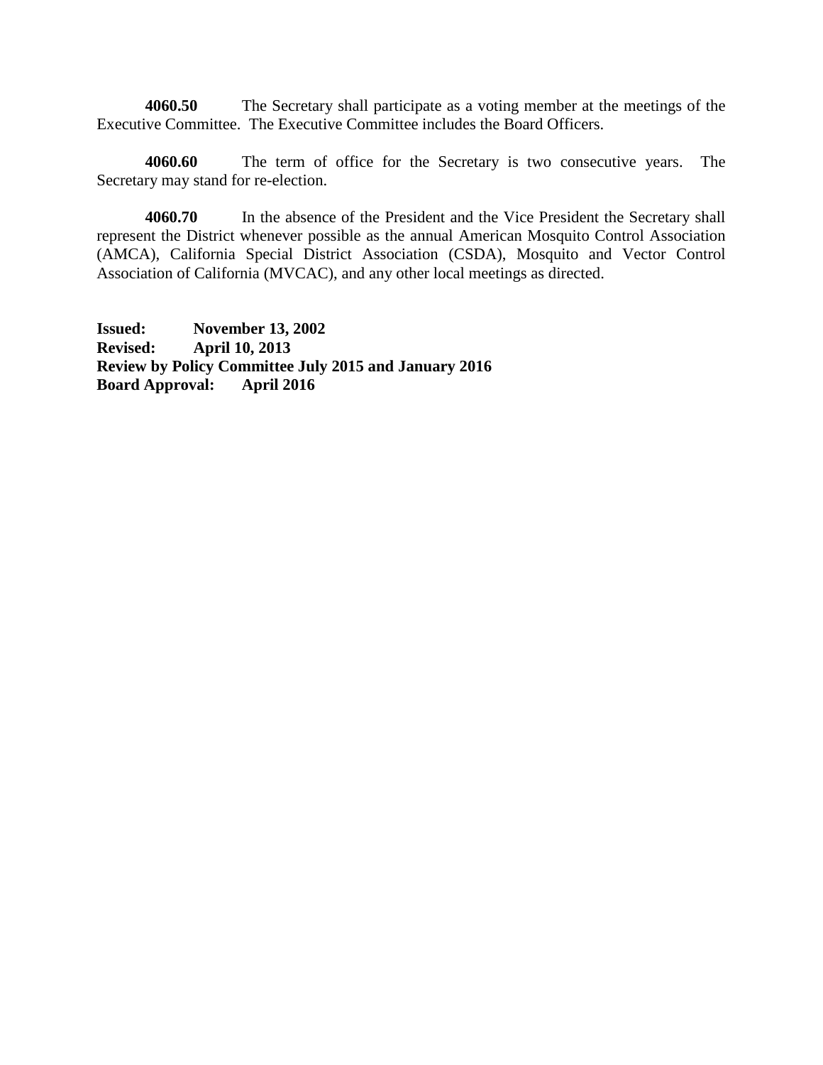**4060.50** The Secretary shall participate as a voting member at the meetings of the Executive Committee. The Executive Committee includes the Board Officers.

**4060.60** The term of office for the Secretary is two consecutive years. The Secretary may stand for re-election.

**4060.70** In the absence of the President and the Vice President the Secretary shall represent the District whenever possible as the annual American Mosquito Control Association (AMCA), California Special District Association (CSDA), Mosquito and Vector Control Association of California (MVCAC), and any other local meetings as directed.

**Issued: November 13, 2002**
**Revised: April 10, 2013**
**Review by Policy Committee July 2015 and January 2016**
**Board Approval: April 2016**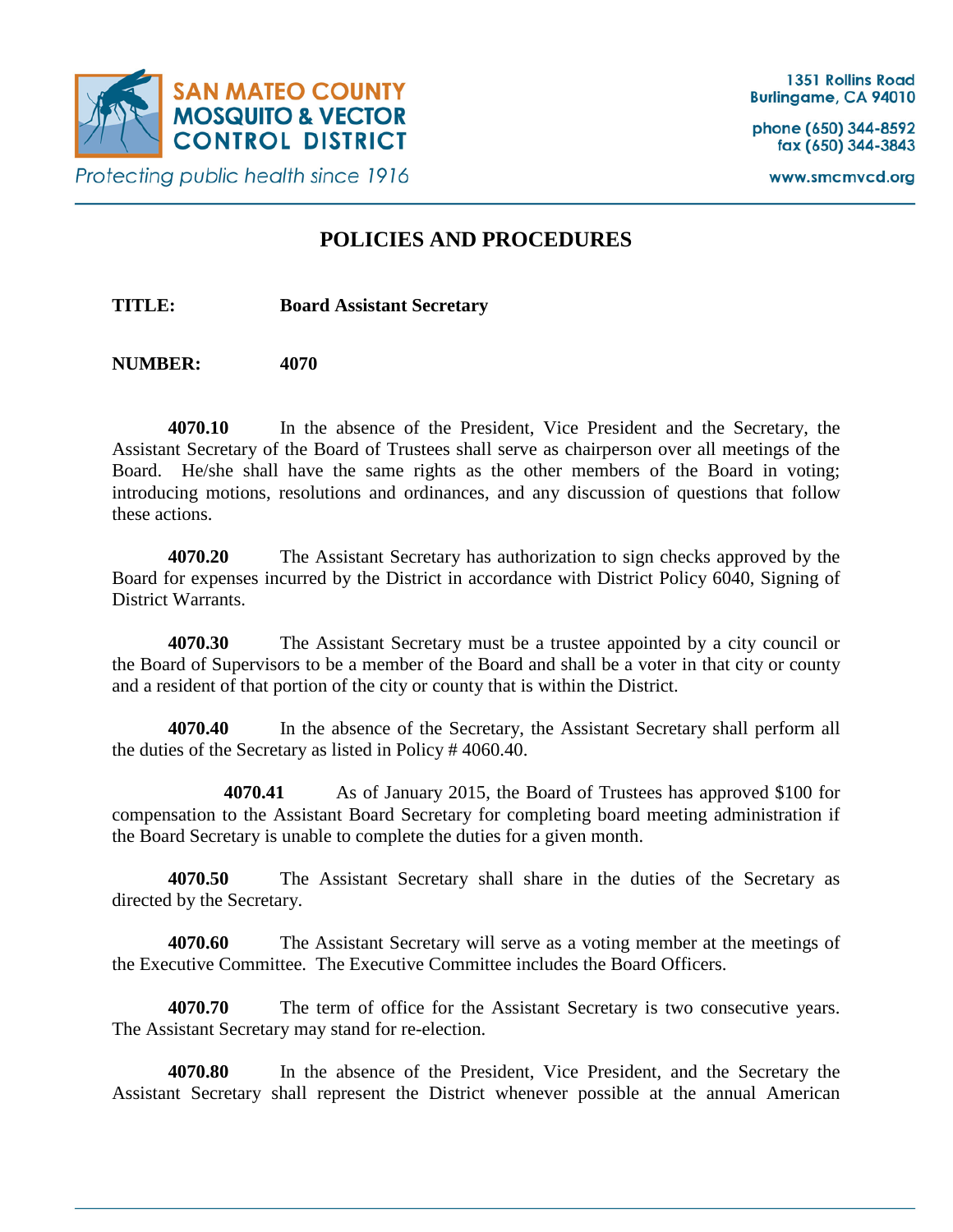# POLICIES AND PROCEDURES

**TITLE:** **Board Assistant Secretary**

**NUMBER:** **4070**

**4070.10** In the absence of the President, Vice President and the Secretary, the Assistant Secretary of the Board of Trustees shall serve as chairperson over all meetings of the Board. He/she shall have the same rights as the other members of the Board in voting; introducing motions, resolutions and ordinances, and any discussion of questions that follow these actions.

**4070.20** The Assistant Secretary has authorization to sign checks approved by the Board for expenses incurred by the District in accordance with District Policy 6040, Signing of District Warrants.

**4070.30** The Assistant Secretary must be a trustee appointed by a city council or the Board of Supervisors to be a member of the Board and shall be a voter in that city or county and a resident of that portion of the city or county that is within the District.

**4070.40** In the absence of the Secretary, the Assistant Secretary shall perform all the duties of the Secretary as listed in Policy # 4060.40.

**4070.41** As of January 2015, the Board of Trustees has approved $100 for compensation to the Assistant Board Secretary for completing board meeting administration if the Board Secretary is unable to complete the duties for a given month.

**4070.50** The Assistant Secretary shall share in the duties of the Secretary as directed by the Secretary.

**4070.60** The Assistant Secretary will serve as a voting member at the meetings of the Executive Committee. The Executive Committee includes the Board Officers.

**4070.70** The term of office for the Assistant Secretary is two consecutive years. The Assistant Secretary may stand for re-election.

**4070.80** In the absence of the President, Vice President, and the Secretary the Assistant Secretary shall represent the District whenever possible at the annual American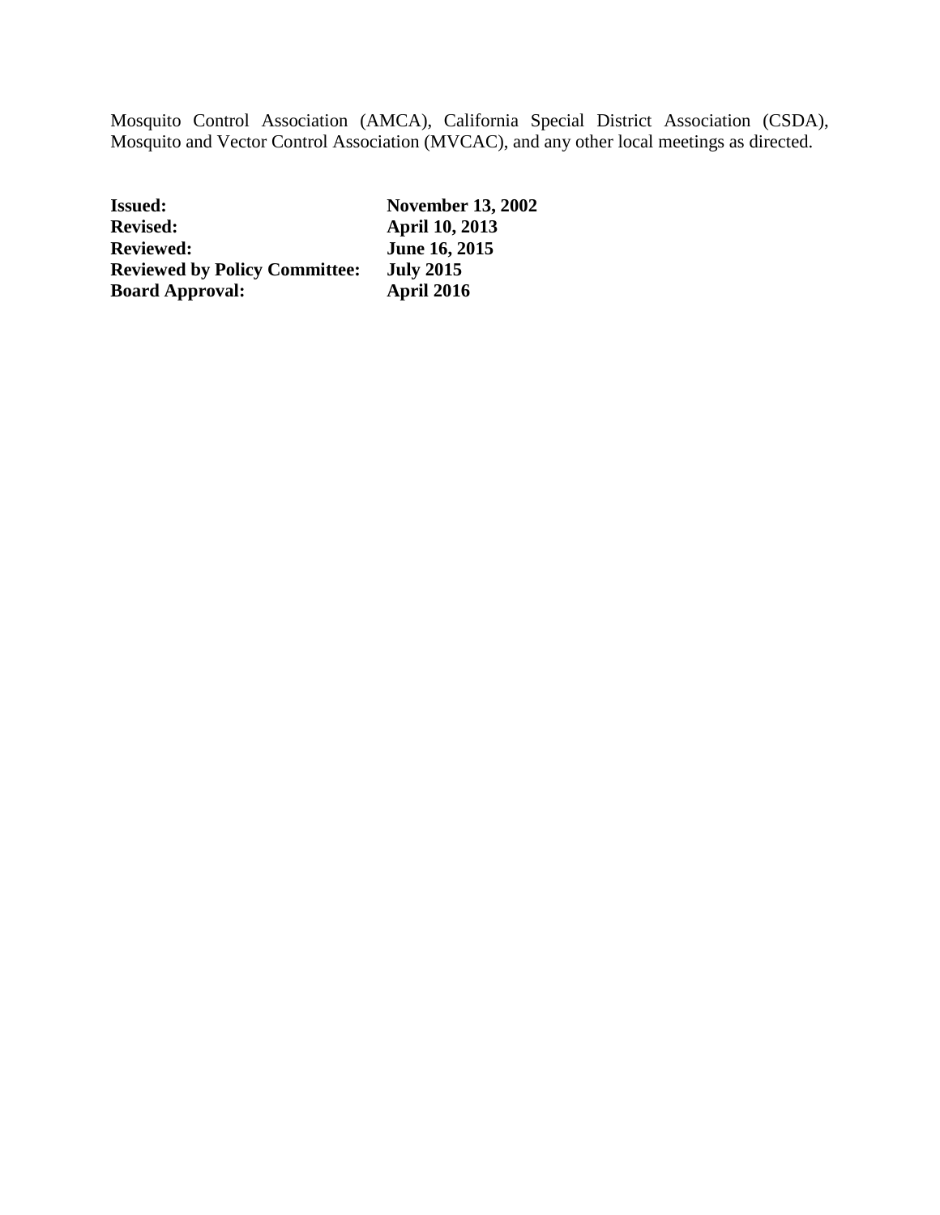Mosquito Control Association (AMCA), California Special District Association (CSDA), Mosquito and Vector Control Association (MVCAC), and any other local meetings as directed.

| | |
|---|---|
| **Issued:** | **November 13, 2002** |
| **Revised:** | **April 10, 2013** |
| **Reviewed:** | **June 16, 2015** |
| **Reviewed by Policy Committee:** | **July 2015** |
| **Board Approval:** | **April 2016** |